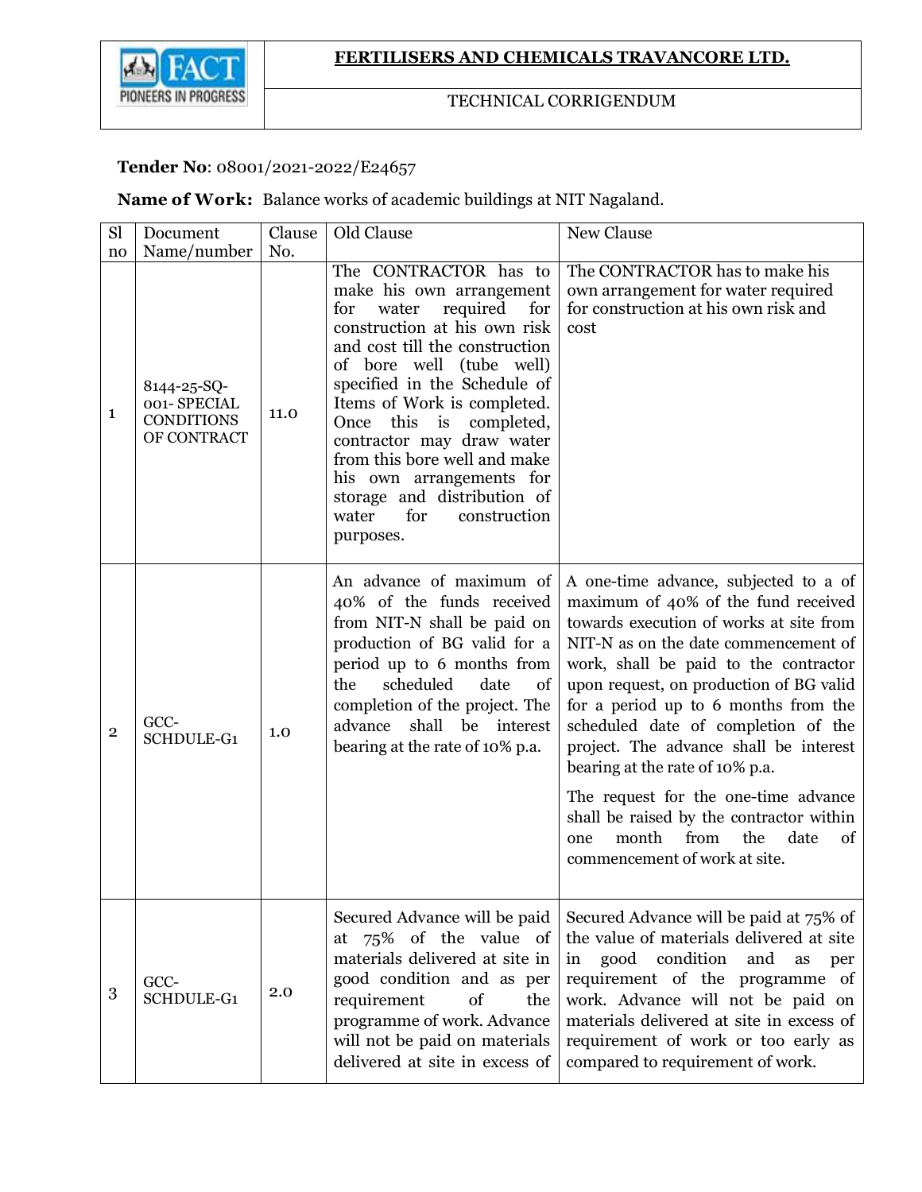**FERTILISERS AND CHEMICALS TRAVANCORE LTD.**

TECHNICAL CORRIGENDUM

**Tender No**: 08001/2021-2022/E24657

**Name of Work:** Balance works of academic buildings at NIT Nagaland.

| Sl no | Document Name/number | Clause No. | Old Clause | New Clause |
|---|---|---|---|---|
| 1 | 8144-25-SQ-001- SPECIAL CONDITIONS OF CONTRACT | 11.0 | The CONTRACTOR has to make his own arrangement for water required for construction at his own risk and cost till the construction of bore well (tube well) specified in the Schedule of Items of Work is completed. Once this is completed, contractor may draw water from this bore well and make his own arrangements for storage and distribution of water for construction purposes. | The CONTRACTOR has to make his own arrangement for water required for construction at his own risk and cost |
| 2 | GCC-SCHDULE-G1 | 1.0 | An advance of maximum of 40% of the funds received from NIT-N shall be paid on production of BG valid for a period up to 6 months from the scheduled date of completion of the project. The advance shall be interest bearing at the rate of 10% p.a. | A one-time advance, subjected to a of maximum of 40% of the fund received towards execution of works at site from NIT-N as on the date commencement of work, shall be paid to the contractor upon request, on production of BG valid for a period up to 6 months from the scheduled date of completion of the project. The advance shall be interest bearing at the rate of 10% p.a.<br><br>The request for the one-time advance shall be raised by the contractor within one month from the date of commencement of work at site. |
| 3 | GCC-SCHDULE-G1 | 2.0 | Secured Advance will be paid at 75% of the value of materials delivered at site in good condition and as per requirement of the programme of work. Advance will not be paid on materials delivered at site in excess of | Secured Advance will be paid at 75% of the value of materials delivered at site in good condition and as per requirement of the programme of work. Advance will not be paid on materials delivered at site in excess of requirement of work or too early as compared to requirement of work. |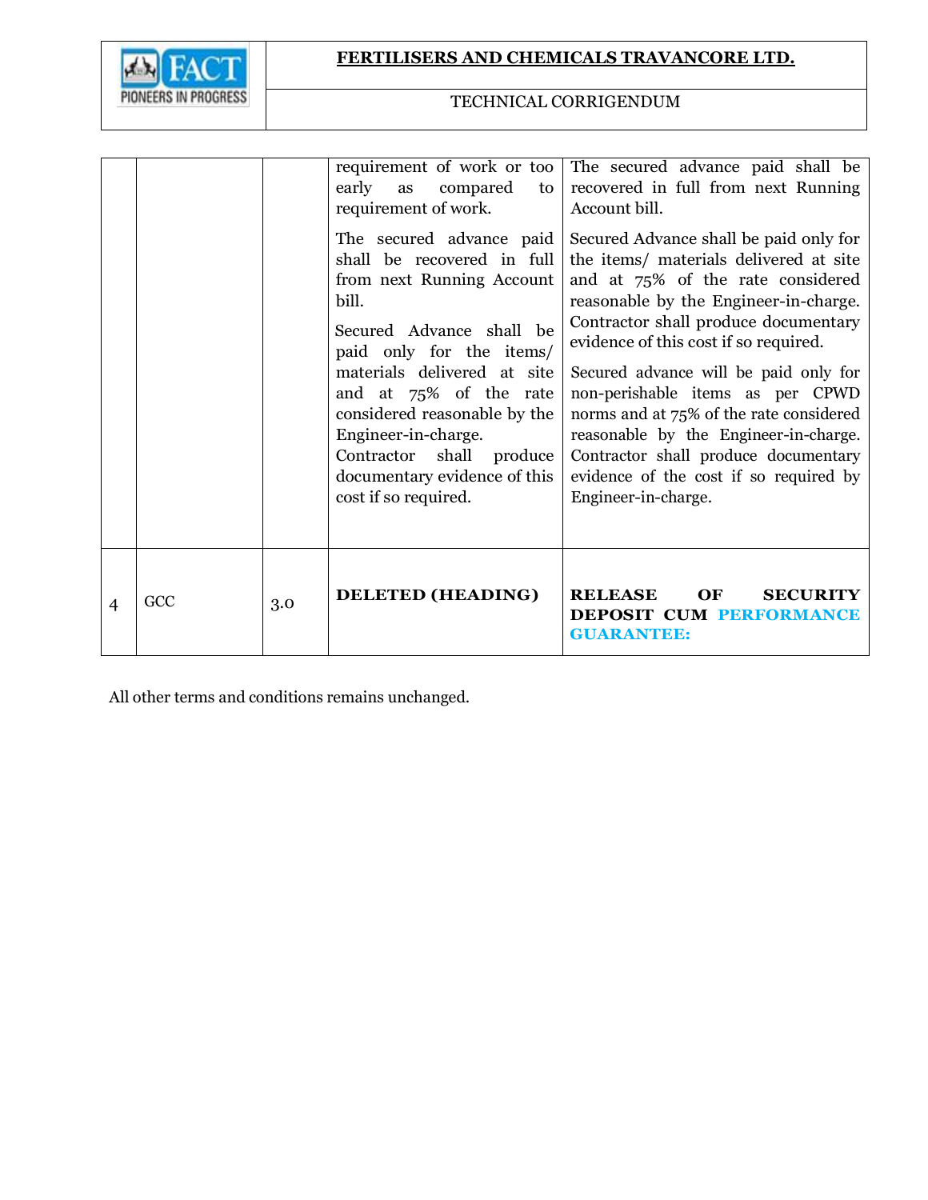| | | | | |
|---|---|---|---|---|
| | | | requirement of work or too early as compared to requirement of work.<br><br>The secured advance paid shall be recovered in full from next Running Account bill.<br><br>Secured Advance shall be paid only for the items/ materials delivered at site and at 75% of the rate considered reasonable by the Engineer-in-charge. Contractor shall produce documentary evidence of this cost if so required. | The secured advance paid shall be recovered in full from next Running Account bill.<br><br>Secured Advance shall be paid only for the items/ materials delivered at site and at 75% of the rate considered reasonable by the Engineer-in-charge. Contractor shall produce documentary evidence of this cost if so required.<br><br>Secured advance will be paid only for non-perishable items as per CPWD norms and at 75% of the rate considered reasonable by the Engineer-in-charge. Contractor shall produce documentary evidence of the cost if so required by Engineer-in-charge. |
| 4 | GCC | 3.0 | **DELETED (HEADING)** | **RELEASE OF SECURITY DEPOSIT CUM PERFORMANCE GUARANTEE:** |

All other terms and conditions remains unchanged.